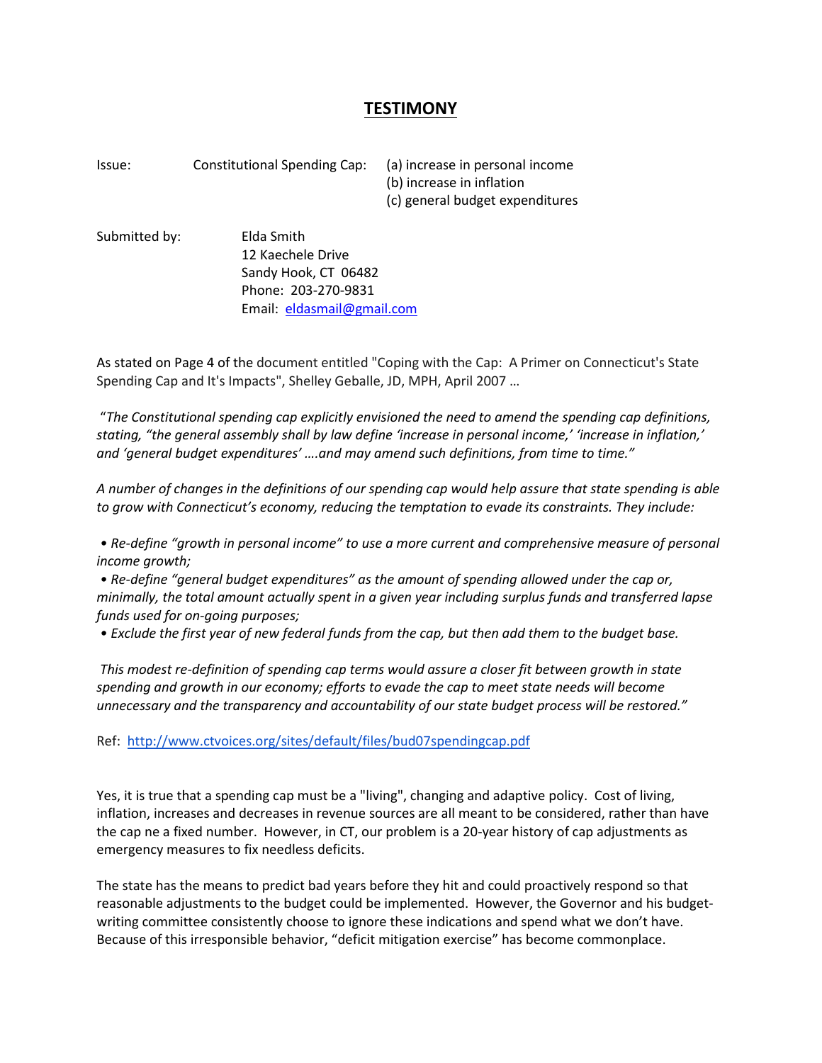# TESTIMONY

Issue: Constitutional Spending Cap: (a) increase in personal income
(b) increase in inflation
(c) general budget expenditures

Submitted by: Elda Smith
12 Kaechele Drive
Sandy Hook, CT 06482
Phone: 203-270-9831
Email: eldasmail@gmail.com

As stated on Page 4 of the document entitled "Coping with the Cap: A Primer on Connecticut's State Spending Cap and It's Impacts", Shelley Geballe, JD, MPH, April 2007 …

"*The Constitutional spending cap explicitly envisioned the need to amend the spending cap definitions, stating, "the general assembly shall by law define 'increase in personal income,' 'increase in inflation,' and 'general budget expenditures' ….and may amend such definitions, from time to time."*

*A number of changes in the definitions of our spending cap would help assure that state spending is able to grow with Connecticut's economy, reducing the temptation to evade its constraints. They include:*

- *Re-define "growth in personal income" to use a more current and comprehensive measure of personal income growth;*
- *Re-define "general budget expenditures" as the amount of spending allowed under the cap or, minimally, the total amount actually spent in a given year including surplus funds and transferred lapse funds used for on-going purposes;*
- *Exclude the first year of new federal funds from the cap, but then add them to the budget base.*

*This modest re-definition of spending cap terms would assure a closer fit between growth in state spending and growth in our economy; efforts to evade the cap to meet state needs will become unnecessary and the transparency and accountability of our state budget process will be restored."*

Ref: http://www.ctvoices.org/sites/default/files/bud07spendingcap.pdf

Yes, it is true that a spending cap must be a "living", changing and adaptive policy. Cost of living, inflation, increases and decreases in revenue sources are all meant to be considered, rather than have the cap ne a fixed number. However, in CT, our problem is a 20-year history of cap adjustments as emergency measures to fix needless deficits.

The state has the means to predict bad years before they hit and could proactively respond so that reasonable adjustments to the budget could be implemented. However, the Governor and his budget-writing committee consistently choose to ignore these indications and spend what we don't have. Because of this irresponsible behavior, "deficit mitigation exercise" has become commonplace.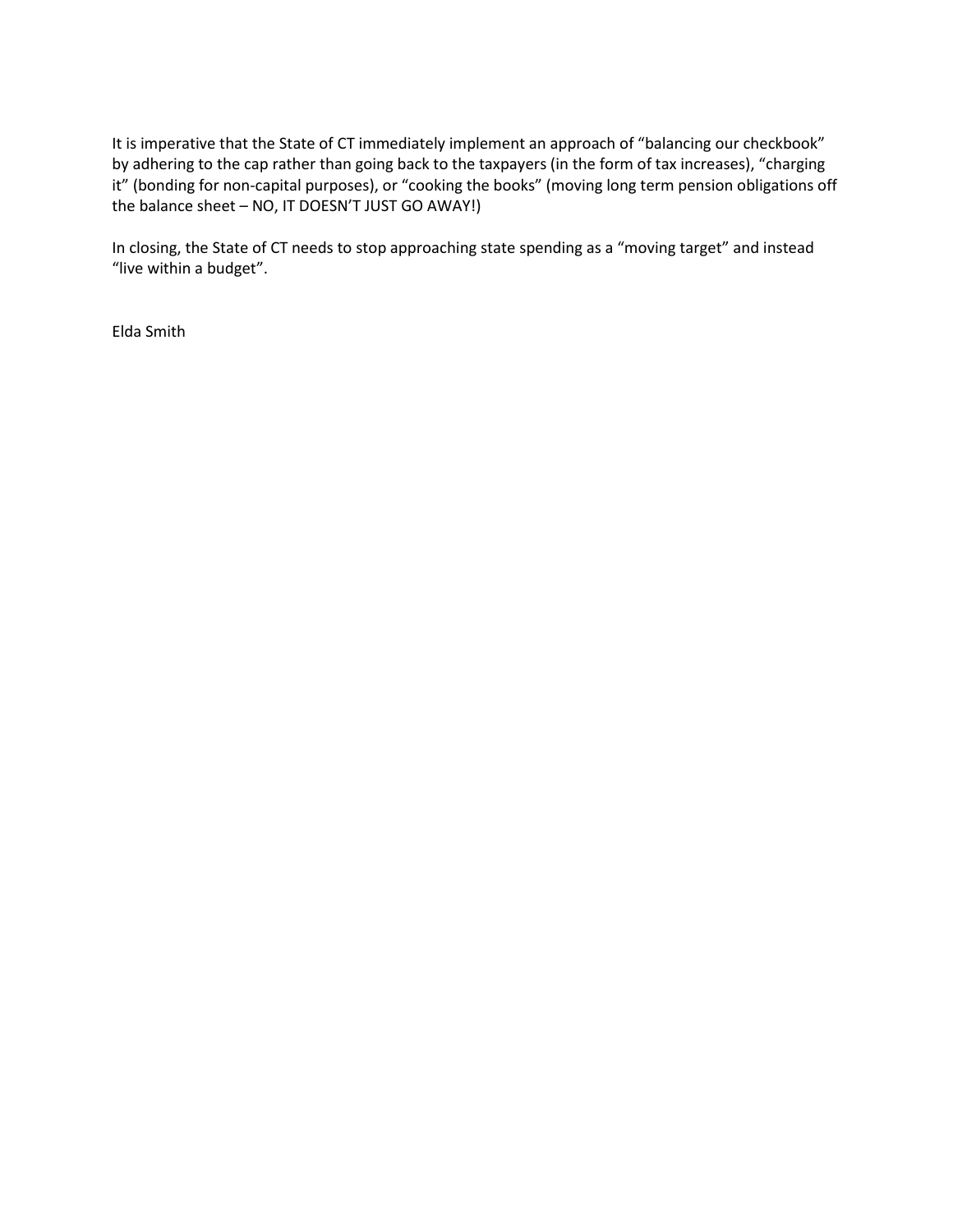It is imperative that the State of CT immediately implement an approach of "balancing our checkbook" by adhering to the cap rather than going back to the taxpayers (in the form of tax increases), "charging it" (bonding for non-capital purposes), or "cooking the books" (moving long term pension obligations off the balance sheet – NO, IT DOESN'T JUST GO AWAY!)

In closing, the State of CT needs to stop approaching state spending as a "moving target" and instead "live within a budget".

Elda Smith